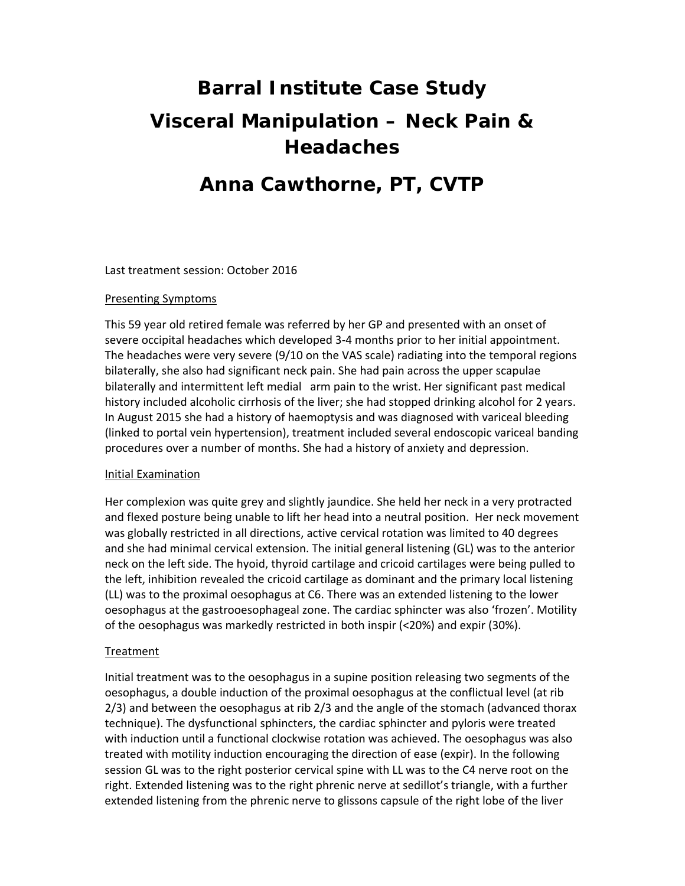# Barral Institute Case Study

# Visceral Manipulation – Neck Pain & Headaches

# Anna Cawthorne, PT, CVTP

Last treatment session: October 2016

## Presenting Symptoms

This 59 year old retired female was referred by her GP and presented with an onset of severe occipital headaches which developed 3-4 months prior to her initial appointment. The headaches were very severe (9/10 on the VAS scale) radiating into the temporal regions bilaterally, she also had significant neck pain. She had pain across the upper scapulae bilaterally and intermittent left medial arm pain to the wrist. Her significant past medical history included alcoholic cirrhosis of the liver; she had stopped drinking alcohol for 2 years. In August 2015 she had a history of haemoptysis and was diagnosed with variceal bleeding (linked to portal vein hypertension), treatment included several endoscopic variceal banding procedures over a number of months. She had a history of anxiety and depression.

## Initial Examination

Her complexion was quite grey and slightly jaundice. She held her neck in a very protracted and flexed posture being unable to lift her head into a neutral position. Her neck movement was globally restricted in all directions, active cervical rotation was limited to 40 degrees and she had minimal cervical extension. The initial general listening (GL) was to the anterior neck on the left side. The hyoid, thyroid cartilage and cricoid cartilages were being pulled to the left, inhibition revealed the cricoid cartilage as dominant and the primary local listening (LL) was to the proximal oesophagus at C6. There was an extended listening to the lower oesophagus at the gastrooesophageal zone. The cardiac sphincter was also 'frozen'. Motility of the oesophagus was markedly restricted in both inspir (<20%) and expir (30%).

## Treatment

Initial treatment was to the oesophagus in a supine position releasing two segments of the oesophagus, a double induction of the proximal oesophagus at the conflictual level (at rib 2/3) and between the oesophagus at rib 2/3 and the angle of the stomach (advanced thorax technique). The dysfunctional sphincters, the cardiac sphincter and pyloris were treated with induction until a functional clockwise rotation was achieved. The oesophagus was also treated with motility induction encouraging the direction of ease (expir). In the following session GL was to the right posterior cervical spine with LL was to the C4 nerve root on the right. Extended listening was to the right phrenic nerve at sedillot's triangle, with a further extended listening from the phrenic nerve to glissons capsule of the right lobe of the liver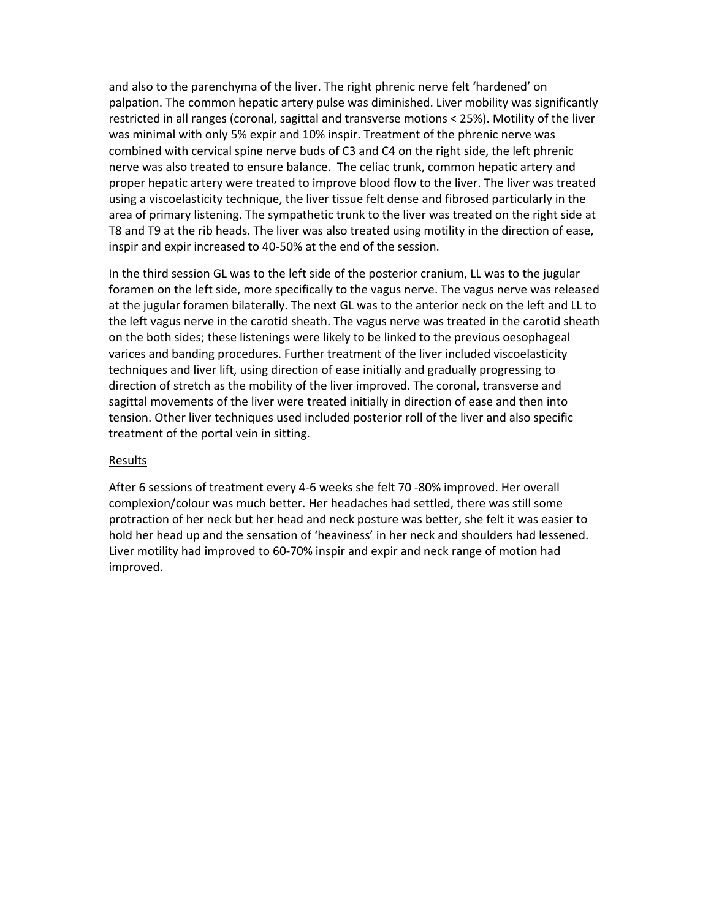and also to the parenchyma of the liver. The right phrenic nerve felt 'hardened' on palpation. The common hepatic artery pulse was diminished. Liver mobility was significantly restricted in all ranges (coronal, sagittal and transverse motions < 25%). Motility of the liver was minimal with only 5% expir and 10% inspir. Treatment of the phrenic nerve was combined with cervical spine nerve buds of C3 and C4 on the right side, the left phrenic nerve was also treated to ensure balance. The celiac trunk, common hepatic artery and proper hepatic artery were treated to improve blood flow to the liver. The liver was treated using a viscoelasticity technique, the liver tissue felt dense and fibrosed particularly in the area of primary listening. The sympathetic trunk to the liver was treated on the right side at T8 and T9 at the rib heads. The liver was also treated using motility in the direction of ease, inspir and expir increased to 40-50% at the end of the session.

In the third session GL was to the left side of the posterior cranium, LL was to the jugular foramen on the left side, more specifically to the vagus nerve. The vagus nerve was released at the jugular foramen bilaterally. The next GL was to the anterior neck on the left and LL to the left vagus nerve in the carotid sheath. The vagus nerve was treated in the carotid sheath on the both sides; these listenings were likely to be linked to the previous oesophageal varices and banding procedures. Further treatment of the liver included viscoelasticity techniques and liver lift, using direction of ease initially and gradually progressing to direction of stretch as the mobility of the liver improved. The coronal, transverse and sagittal movements of the liver were treated initially in direction of ease and then into tension. Other liver techniques used included posterior roll of the liver and also specific treatment of the portal vein in sitting.

## Results

After 6 sessions of treatment every 4-6 weeks she felt 70 -80% improved. Her overall complexion/colour was much better. Her headaches had settled, there was still some protraction of her neck but her head and neck posture was better, she felt it was easier to hold her head up and the sensation of 'heaviness' in her neck and shoulders had lessened. Liver motility had improved to 60-70% inspir and expir and neck range of motion had improved.